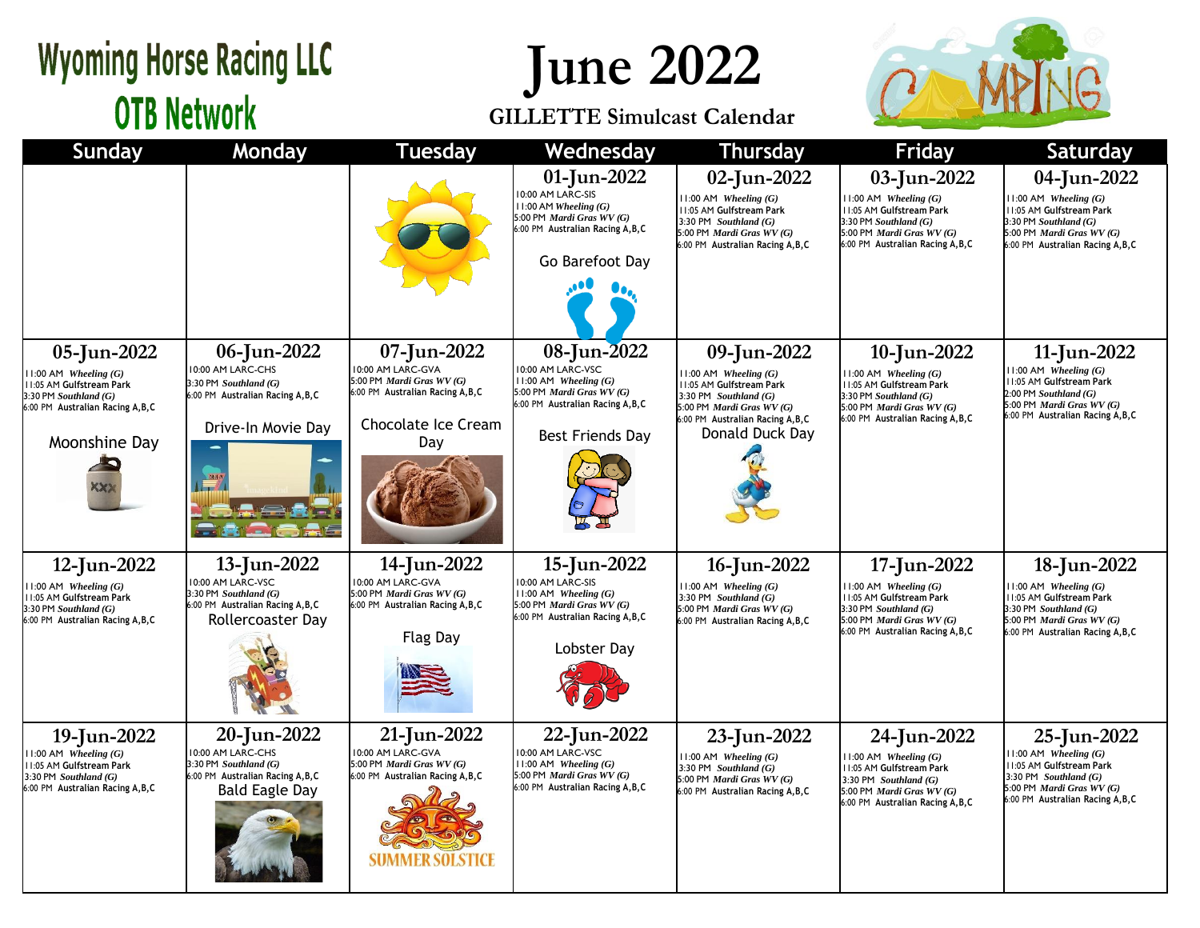# Wyoming Horse Racing LLC OTB Network

# June 2022

## GILLETTE Simulcast Calendar

| Sunday | Monday | Tuesday | Wednesday | Thursday | Friday | Saturday |
|---|---|---|---|---|---|---|
| | | | **01-Jun-2022**<br>10:00 AM LARC-SIS<br>11:00 AM *Wheeling (G)*<br>5:00 PM *Mardi Gras WV (G)*<br>6:00 PM Australian Racing A,B,C<br>Go Barefoot Day | **02-Jun-2022**<br>11:00 AM *Wheeling (G)*<br>11:05 AM Gulfstream Park<br>3:30 PM *Southland (G)*<br>5:00 PM *Mardi Gras WV (G)*<br>6:00 PM Australian Racing A,B,C | **03-Jun-2022**<br>11:00 AM *Wheeling (G)*<br>11:05 AM Gulfstream Park<br>3:30 PM *Southland (G)*<br>5:00 PM *Mardi Gras WV (G)*<br>6:00 PM Australian Racing A,B,C | **04-Jun-2022**<br>11:00 AM *Wheeling (G)*<br>11:05 AM Gulfstream Park<br>3:30 PM *Southland (G)*<br>5:00 PM *Mardi Gras WV (G)*<br>6:00 PM Australian Racing A,B,C |
| **05-Jun-2022**<br>11:00 AM *Wheeling (G)*<br>11:05 AM Gulfstream Park<br>3:30 PM *Southland (G)*<br>6:00 PM Australian Racing A,B,C<br>Moonshine Day | **06-Jun-2022**<br>10:00 AM LARC-CHS<br>3:30 PM *Southland (G)*<br>6:00 PM Australian Racing A,B,C<br>Drive-In Movie Day | **07-Jun-2022**<br>10:00 AM LARC-GVA<br>5:00 PM *Mardi Gras WV (G)*<br>6:00 PM Australian Racing A,B,C<br>Chocolate Ice Cream Day | **08-Jun-2022**<br>10:00 AM LARC-VSC<br>11:00 AM *Wheeling (G)*<br>5:00 PM *Mardi Gras WV (G)*<br>6:00 PM Australian Racing A,B,C<br>Best Friends Day | **09-Jun-2022**<br>11:00 AM *Wheeling (G)*<br>11:05 AM Gulfstream Park<br>3:30 PM *Southland (G)*<br>5:00 PM *Mardi Gras WV (G)*<br>6:00 PM Australian Racing A,B,C<br>Donald Duck Day | **10-Jun-2022**<br>11:00 AM *Wheeling (G)*<br>11:05 AM Gulfstream Park<br>3:30 PM *Southland (G)*<br>5:00 PM *Mardi Gras WV (G)*<br>6:00 PM Australian Racing A,B,C | **11-Jun-2022**<br>11:00 AM *Wheeling (G)*<br>11:05 AM Gulfstream Park<br>2:00 PM *Southland (G)*<br>5:00 PM *Mardi Gras WV (G)*<br>6:00 PM Australian Racing A,B,C |
| **12-Jun-2022**<br>11:00 AM *Wheeling (G)*<br>11:05 AM Gulfstream Park<br>3:30 PM *Southland (G)*<br>6:00 PM Australian Racing A,B,C | **13-Jun-2022**<br>10:00 AM LARC-VSC<br>3:30 PM *Southland (G)*<br>6:00 PM Australian Racing A,B,C<br>Rollercoaster Day | **14-Jun-2022**<br>10:00 AM LARC-GVA<br>5:00 PM *Mardi Gras WV (G)*<br>6:00 PM Australian Racing A,B,C<br>Flag Day | **15-Jun-2022**<br>10:00 AM LARC-SIS<br>11:00 AM *Wheeling (G)*<br>5:00 PM *Mardi Gras WV (G)*<br>6:00 PM Australian Racing A,B,C<br>Lobster Day | **16-Jun-2022**<br>11:00 AM *Wheeling (G)*<br>3:30 PM *Southland (G)*<br>5:00 PM *Mardi Gras WV (G)*<br>6:00 PM Australian Racing A,B,C | **17-Jun-2022**<br>11:00 AM *Wheeling (G)*<br>11:05 AM Gulfstream Park<br>3:30 PM *Southland (G)*<br>5:00 PM *Mardi Gras WV (G)*<br>6:00 PM Australian Racing A,B,C | **18-Jun-2022**<br>11:00 AM *Wheeling (G)*<br>11:05 AM Gulfstream Park<br>3:30 PM *Southland (G)*<br>5:00 PM *Mardi Gras WV (G)*<br>6:00 PM Australian Racing A,B,C |
| **19-Jun-2022**<br>11:00 AM *Wheeling (G)*<br>11:05 AM Gulfstream Park<br>3:30 PM *Southland (G)*<br>6:00 PM Australian Racing A,B,C | **20-Jun-2022**<br>10:00 AM LARC-CHS<br>3:30 PM *Southland (G)*<br>6:00 PM Australian Racing A,B,C<br>Bald Eagle Day | **21-Jun-2022**<br>10:00 AM LARC-GVA<br>5:00 PM *Mardi Gras WV (G)*<br>6:00 PM Australian Racing A,B,C<br>SUMMER SOLSTICE | **22-Jun-2022**<br>10:00 AM LARC-VSC<br>11:00 AM *Wheeling (G)*<br>5:00 PM *Mardi Gras WV (G)*<br>6:00 PM Australian Racing A,B,C | **23-Jun-2022**<br>11:00 AM *Wheeling (G)*<br>3:30 PM *Southland (G)*<br>5:00 PM *Mardi Gras WV (G)*<br>6:00 PM Australian Racing A,B,C | **24-Jun-2022**<br>11:00 AM *Wheeling (G)*<br>11:05 AM Gulfstream Park<br>3:30 PM *Southland (G)*<br>5:00 PM *Mardi Gras WV (G)*<br>6:00 PM Australian Racing A,B,C | **25-Jun-2022**<br>11:00 AM *Wheeling (G)*<br>11:05 AM Gulfstream Park<br>3:30 PM *Southland (G)*<br>5:00 PM *Mardi Gras WV (G)*<br>6:00 PM Australian Racing A,B,C |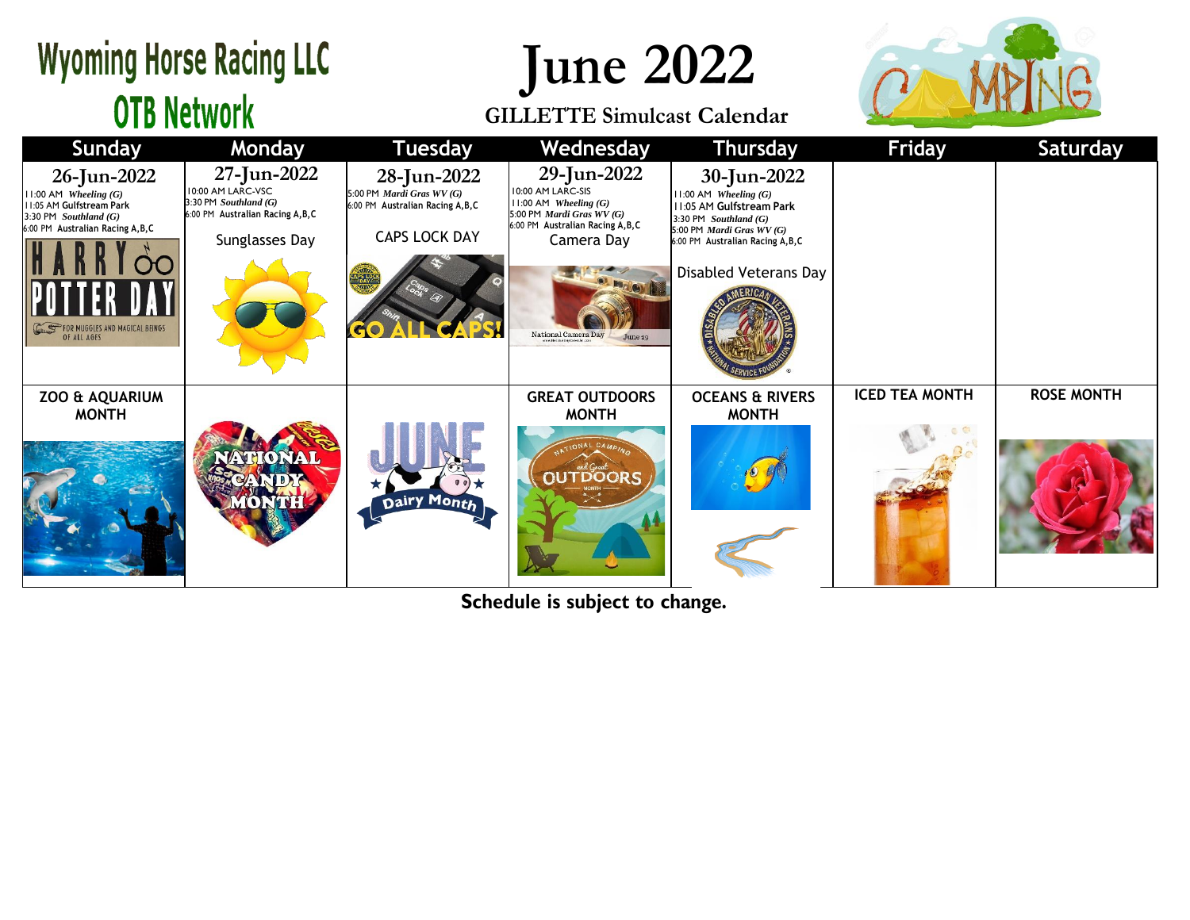# Wyoming Horse Racing LLC
## OTB Network

# June 2022
### GILLETTE Simulcast Calendar

| Sunday | Monday | Tuesday | Wednesday | Thursday | Friday | Saturday |
|---|---|---|---|---|---|---|
| **26-Jun-2022**<br>11:00 AM *Wheeling (G)*<br>11:05 AM Gulfstream Park<br>3:30 PM *Southland (G)*<br>6:00 PM Australian Racing A,B,C<br>HARRY POTTER DAY<br>FOR MUGGLES AND MAGICAL BEINGS OF ALL AGES | **27-Jun-2022**<br>10:00 AM LARC-VSC<br>3:30 PM *Southland (G)*<br>6:00 PM Australian Racing A,B,C<br>Sunglasses Day | **28-Jun-2022**<br>5:00 PM *Mardi Gras WV (G)*<br>6:00 PM Australian Racing A,B,C<br>CAPS LOCK DAY<br>GO ALL CAPS! | **29-Jun-2022**<br>10:00 AM LARC-SIS<br>11:00 AM *Wheeling (G)*<br>5:00 PM *Mardi Gras WV (G)*<br>6:00 PM Australian Racing A,B,C<br>Camera Day | **30-Jun-2022**<br>11:00 AM *Wheeling (G)*<br>11:05 AM Gulfstream Park<br>3:30 PM *Southland (G)*<br>5:00 PM *Mardi Gras WV (G)*<br>6:00 PM Australian Racing A,B,C<br>Disabled Veterans Day | | |
| **ZOO & AQUARIUM MONTH** | NATIONAL CANDY MONTH | JUNE Dairy Month | **GREAT OUTDOORS MONTH** | **OCEANS & RIVERS MONTH** | **ICED TEA MONTH** | **ROSE MONTH** |

**Schedule is subject to change.**